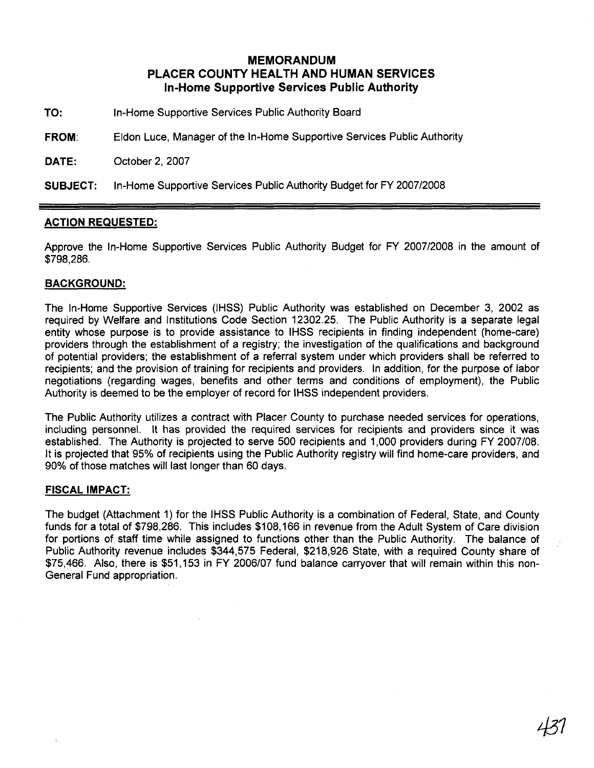# MEMORANDUM
## PLACER COUNTY HEALTH AND HUMAN SERVICES
### In-Home Supportive Services Public Authority

**TO:** In-Home Supportive Services Public Authority Board

**FROM:** Eldon Luce, Manager of the In-Home Supportive Services Public Authority

**DATE:** October 2, 2007

**SUBJECT:** In-Home Supportive Services Public Authority Budget for FY 2007/2008

---

**ACTION REQUESTED:**

Approve the In-Home Supportive Services Public Authority Budget for FY 2007/2008 in the amount of $798,286.

**BACKGROUND:**

The In-Home Supportive Services (IHSS) Public Authority was established on December 3, 2002 as required by Welfare and Institutions Code Section 12302.25. The Public Authority is a separate legal entity whose purpose is to provide assistance to IHSS recipients in finding independent (home-care) providers through the establishment of a registry; the investigation of the qualifications and background of potential providers; the establishment of a referral system under which providers shall be referred to recipients; and the provision of training for recipients and providers. In addition, for the purpose of labor negotiations (regarding wages, benefits and other terms and conditions of employment), the Public Authority is deemed to be the employer of record for IHSS independent providers.

The Public Authority utilizes a contract with Placer County to purchase needed services for operations, including personnel. It has provided the required services for recipients and providers since it was established. The Authority is projected to serve 500 recipients and 1,000 providers during FY 2007/08. It is projected that 95% of recipients using the Public Authority registry will find home-care providers, and 90% of those matches will last longer than 60 days.

**FISCAL IMPACT:**

The budget (Attachment 1) for the IHSS Public Authority is a combination of Federal, State, and County funds for a total of $798,286. This includes $108,166 in revenue from the Adult System of Care division for portions of staff time while assigned to functions other than the Public Authority. The balance of Public Authority revenue includes $344,575 Federal, $218,926 State, with a required County share of $75,466. Also, there is $51,153 in FY 2006/07 fund balance carryover that will remain within this non-General Fund appropriation.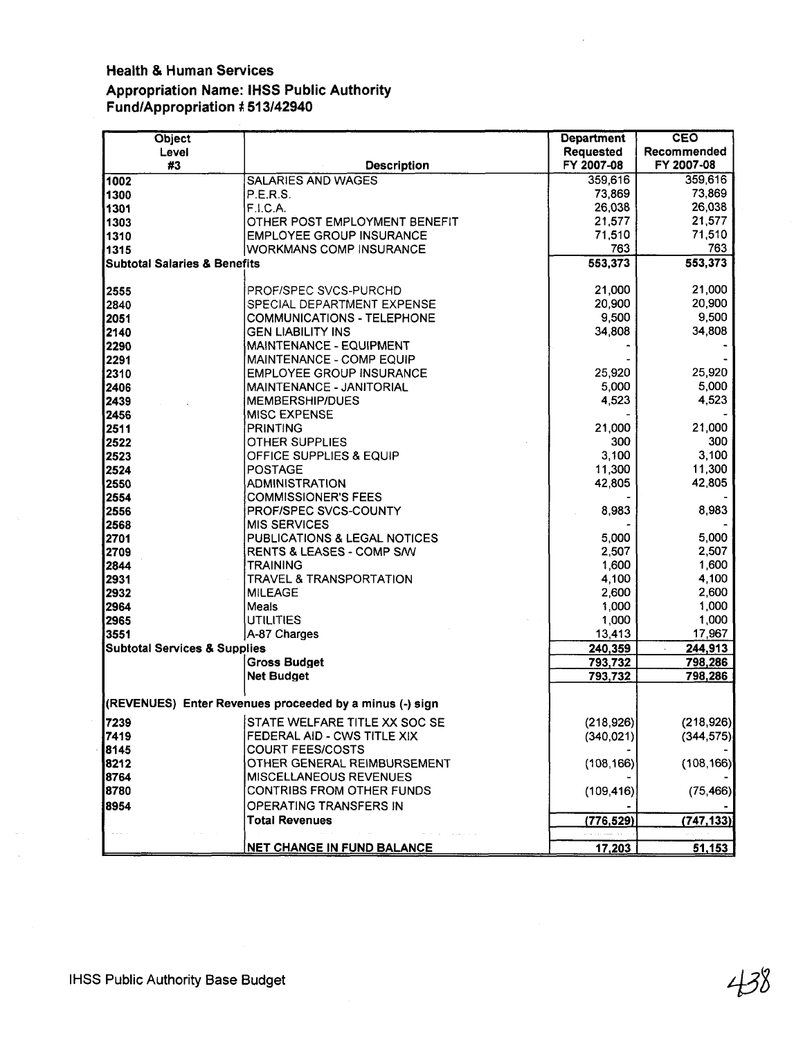## Health & Human Services

### Appropriation Name: IHSS Public Authority
### Fund/Appropriation # 513/42940

| Object Level #3 | Description | Department Requested FY 2007-08 | CEO Recommended FY 2007-08 |
|---|---|---|---|
| 1002 | SALARIES AND WAGES | 359,616 | 359,616 |
| 1300 | P.E.R.S. | 73,869 | 73,869 |
| 1301 | F.I.C.A. | 26,038 | 26,038 |
| 1303 | OTHER POST EMPLOYMENT BENEFIT | 21,577 | 21,577 |
| 1310 | EMPLOYEE GROUP INSURANCE | 71,510 | 71,510 |
| 1315 | WORKMANS COMP INSURANCE | 763 | 763 |
| **Subtotal Salaries & Benefits** | | **553,373** | **553,373** |
| 2555 | PROF/SPEC SVCS-PURCHD | 21,000 | 21,000 |
| 2840 | SPECIAL DEPARTMENT EXPENSE | 20,900 | 20,900 |
| 2051 | COMMUNICATIONS - TELEPHONE | 9,500 | 9,500 |
| 2140 | GEN LIABILITY INS | 34,808 | 34,808 |
| 2290 | MAINTENANCE - EQUIPMENT | - | - |
| 2291 | MAINTENANCE - COMP EQUIP | - | - |
| 2310 | EMPLOYEE GROUP INSURANCE | 25,920 | 25,920 |
| 2406 | MAINTENANCE - JANITORIAL | 5,000 | 5,000 |
| 2439 | MEMBERSHIP/DUES | 4,523 | 4,523 |
| 2456 | MISC EXPENSE | - | - |
| 2511 | PRINTING | 21,000 | 21,000 |
| 2522 | OTHER SUPPLIES | 300 | 300 |
| 2523 | OFFICE SUPPLIES & EQUIP | 3,100 | 3,100 |
| 2524 | POSTAGE | 11,300 | 11,300 |
| 2550 | ADMINISTRATION | 42,805 | 42,805 |
| 2554 | COMMISSIONER'S FEES | - | - |
| 2556 | PROF/SPEC SVCS-COUNTY | 8,983 | 8,983 |
| 2568 | MIS SERVICES | - | - |
| 2701 | PUBLICATIONS & LEGAL NOTICES | 5,000 | 5,000 |
| 2709 | RENTS & LEASES - COMP S/W | 2,507 | 2,507 |
| 2844 | TRAINING | 1,600 | 1,600 |
| 2931 | TRAVEL & TRANSPORTATION | 4,100 | 4,100 |
| 2932 | MILEAGE | 2,600 | 2,600 |
| 2964 | Meals | 1,000 | 1,000 |
| 2965 | UTILITIES | 1,000 | 1,000 |
| 3551 | A-87 Charges | 13,413 | 17,967 |
| **Subtotal Services & Supplies** | | **240,359** | **244,913** |
| | **Gross Budget** | **793,732** | **798,286** |
| | **Net Budget** | **793,732** | **798,286** |
| **(REVENUES) Enter Revenues proceeded by a minus (-) sign** | | | |
| 7239 | STATE WELFARE TITLE XX SOC SE | (218,926) | (218,926) |
| 7419 | FEDERAL AID - CWS TITLE XIX | (340,021) | (344,575) |
| 8145 | COURT FEES/COSTS | - | - |
| 8212 | OTHER GENERAL REIMBURSEMENT | (108,166) | (108,166) |
| 8764 | MISCELLANEOUS REVENUES | - | - |
| 8780 | CONTRIBS FROM OTHER FUNDS | (109,416) | (75,466) |
| 8954 | OPERATING TRANSFERS IN | - | - |
| | **Total Revenues** | **(776,529)** | **(747,133)** |
| | **NET CHANGE IN FUND BALANCE** | **17,203** | **51,153** |

IHSS Public Authority Base Budget